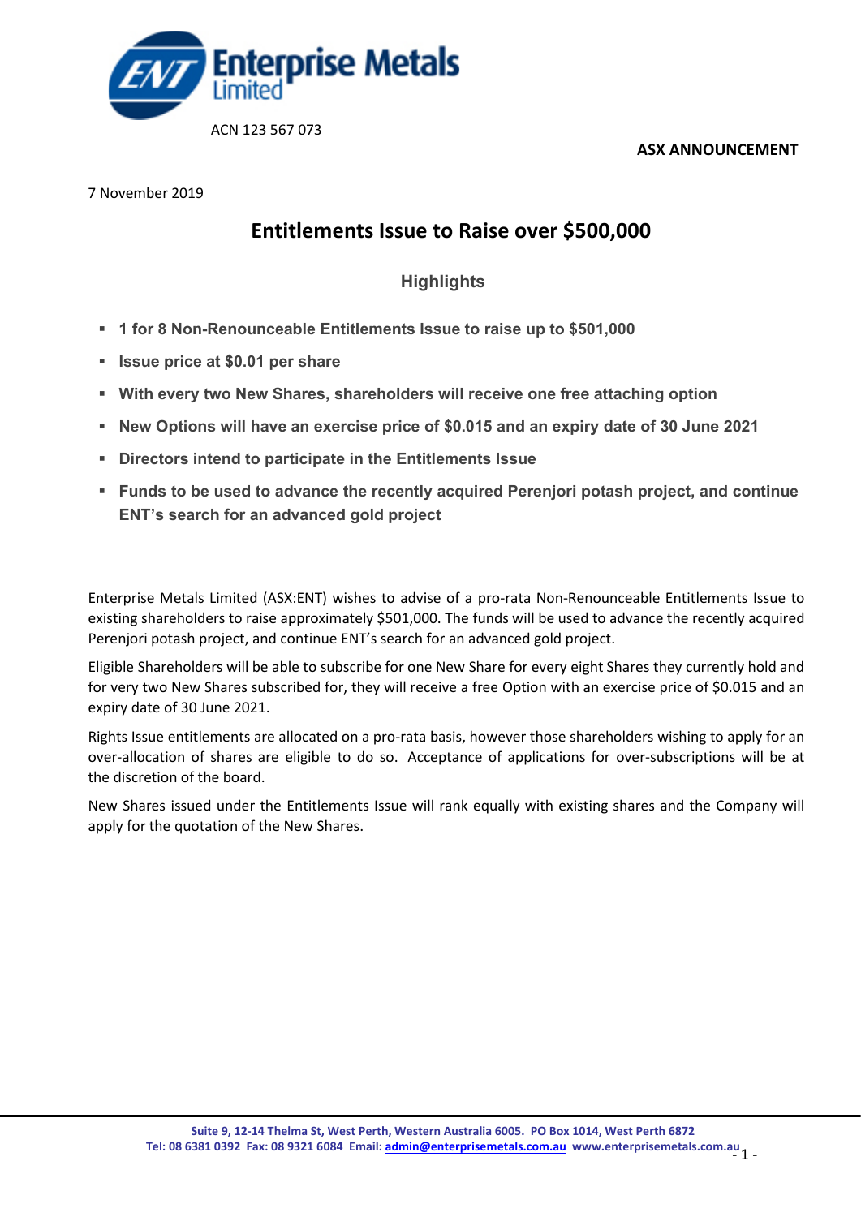Enterprise Metals Limited

ACN 123 567 073

**ASX ANNOUNCEMENT**

7 November 2019

# Entitlements Issue to Raise over $500,000

## Highlights

- **1 for 8 Non-Renounceable Entitlements Issue to raise up to $501,000**
- **Issue price at $0.01 per share**
- **With every two New Shares, shareholders will receive one free attaching option**
- **New Options will have an exercise price of $0.015 and an expiry date of 30 June 2021**
- **Directors intend to participate in the Entitlements Issue**
- **Funds to be used to advance the recently acquired Perenjori potash project, and continue ENT's search for an advanced gold project**

Enterprise Metals Limited (ASX:ENT) wishes to advise of a pro-rata Non-Renounceable Entitlements Issue to existing shareholders to raise approximately $501,000. The funds will be used to advance the recently acquired Perenjori potash project, and continue ENT's search for an advanced gold project.

Eligible Shareholders will be able to subscribe for one New Share for every eight Shares they currently hold and for very two New Shares subscribed for, they will receive a free Option with an exercise price of $0.015 and an expiry date of 30 June 2021.

Rights Issue entitlements are allocated on a pro-rata basis, however those shareholders wishing to apply for an over-allocation of shares are eligible to do so. Acceptance of applications for over-subscriptions will be at the discretion of the board.

New Shares issued under the Entitlements Issue will rank equally with existing shares and the Company will apply for the quotation of the New Shares.

Suite 9, 12-14 Thelma St, West Perth, Western Australia 6005. PO Box 1014, West Perth 6872
Tel: 08 6381 0392 Fax: 08 9321 6084 Email: admin@enterprisemetals.com.au www.enterprisemetals.com.au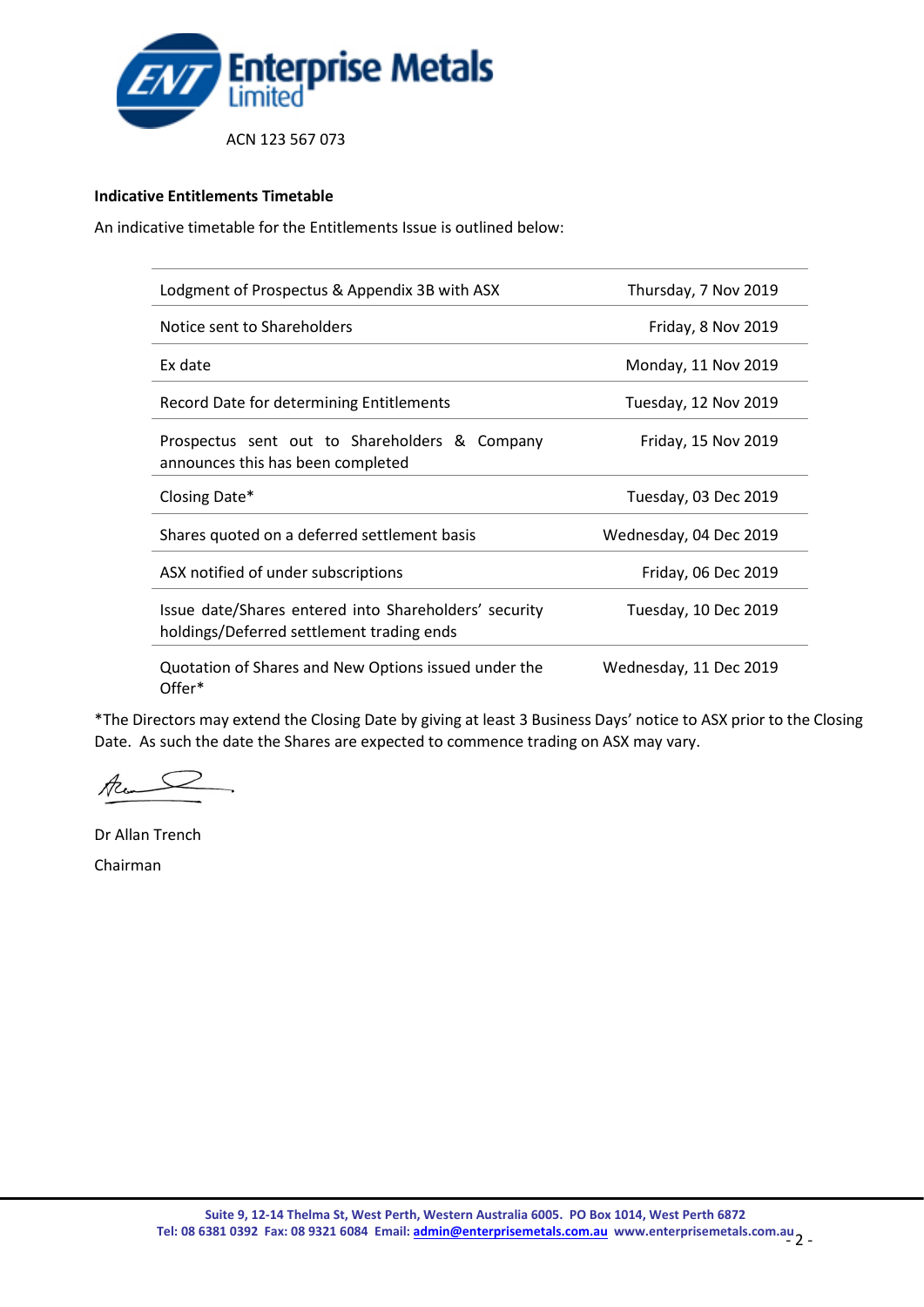ACN 123 567 073

**Indicative Entitlements Timetable**

An indicative timetable for the Entitlements Issue is outlined below:

| | |
|---|---|
| Lodgment of Prospectus & Appendix 3B with ASX | Thursday, 7 Nov 2019 |
| Notice sent to Shareholders | Friday, 8 Nov 2019 |
| Ex date | Monday, 11 Nov 2019 |
| Record Date for determining Entitlements | Tuesday, 12 Nov 2019 |
| Prospectus sent out to Shareholders & Company announces this has been completed | Friday, 15 Nov 2019 |
| Closing Date* | Tuesday, 03 Dec 2019 |
| Shares quoted on a deferred settlement basis | Wednesday, 04 Dec 2019 |
| ASX notified of under subscriptions | Friday, 06 Dec 2019 |
| Issue date/Shares entered into Shareholders' security holdings/Deferred settlement trading ends | Tuesday, 10 Dec 2019 |
| Quotation of Shares and New Options issued under the Offer* | Wednesday, 11 Dec 2019 |

*The Directors may extend the Closing Date by giving at least 3 Business Days' notice to ASX prior to the Closing Date. As such the date the Shares are expected to commence trading on ASX may vary.

Dr Allan Trench

Chairman

Suite 9, 12-14 Thelma St, West Perth, Western Australia 6005. PO Box 1014, West Perth 6872
Tel: 08 6381 0392 Fax: 08 9321 6084 Email: admin@enterprisemetals.com.au www.enterprisemetals.com.au